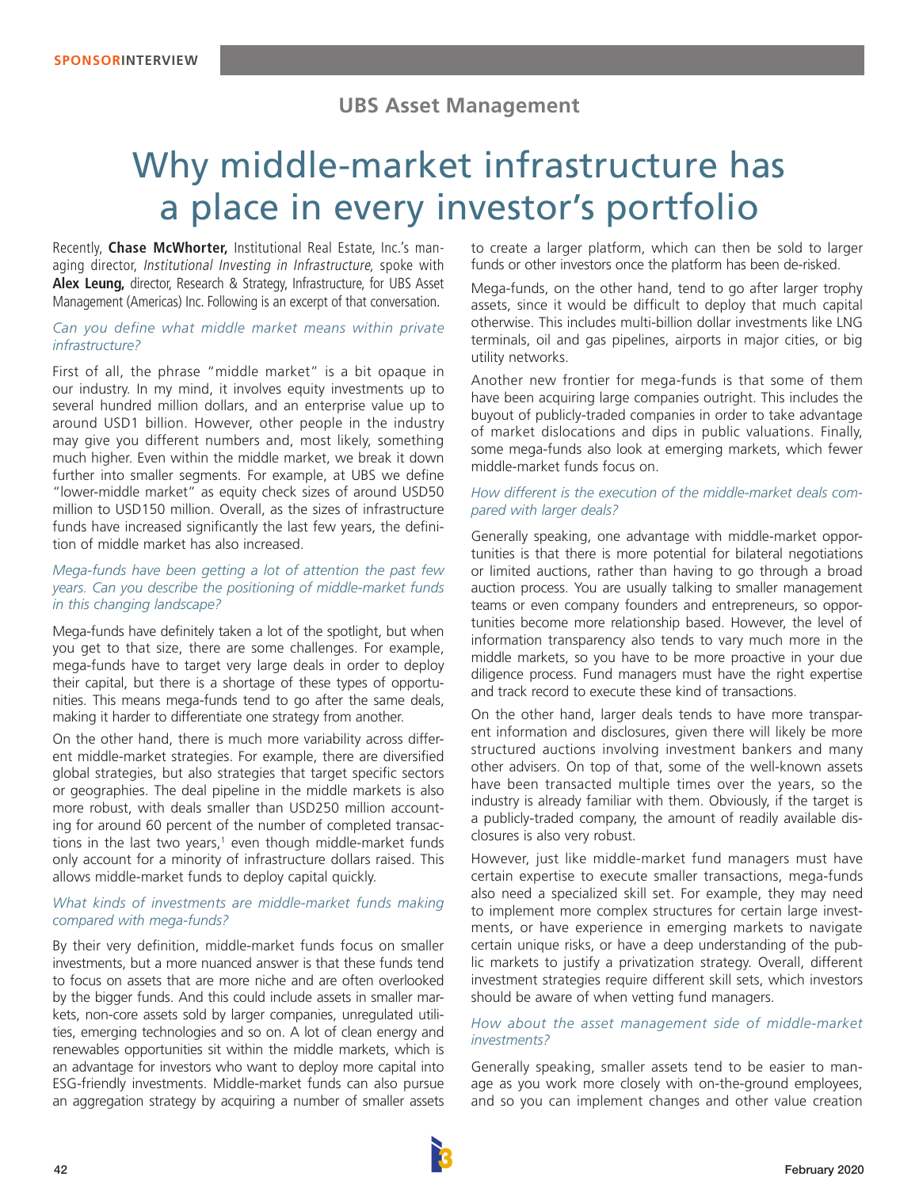SPONSORINTERVIEW

## UBS Asset Management

# Why middle-market infrastructure has a place in every investor's portfolio

Recently, **Chase McWhorter,** Institutional Real Estate, Inc.'s managing director, *Institutional Investing in Infrastructure,* spoke with **Alex Leung,** director, Research & Strategy, Infrastructure, for UBS Asset Management (Americas) Inc. Following is an excerpt of that conversation.

*Can you define what middle market means within private infrastructure?*

First of all, the phrase "middle market" is a bit opaque in our industry. In my mind, it involves equity investments up to several hundred million dollars, and an enterprise value up to around USD1 billion. However, other people in the industry may give you different numbers and, most likely, something much higher. Even within the middle market, we break it down further into smaller segments. For example, at UBS we define "lower-middle market" as equity check sizes of around USD50 million to USD150 million. Overall, as the sizes of infrastructure funds have increased significantly the last few years, the definition of middle market has also increased.

*Mega-funds have been getting a lot of attention the past few years. Can you describe the positioning of middle-market funds in this changing landscape?*

Mega-funds have definitely taken a lot of the spotlight, but when you get to that size, there are some challenges. For example, mega-funds have to target very large deals in order to deploy their capital, but there is a shortage of these types of opportunities. This means mega-funds tend to go after the same deals, making it harder to differentiate one strategy from another.

On the other hand, there is much more variability across different middle-market strategies. For example, there are diversified global strategies, but also strategies that target specific sectors or geographies. The deal pipeline in the middle markets is also more robust, with deals smaller than USD250 million accounting for around 60 percent of the number of completed transactions in the last two years,[1] even though middle-market funds only account for a minority of infrastructure dollars raised. This allows middle-market funds to deploy capital quickly.

*What kinds of investments are middle-market funds making compared with mega-funds?*

By their very definition, middle-market funds focus on smaller investments, but a more nuanced answer is that these funds tend to focus on assets that are more niche and are often overlooked by the bigger funds. And this could include assets in smaller markets, non-core assets sold by larger companies, unregulated utilities, emerging technologies and so on. A lot of clean energy and renewables opportunities sit within the middle markets, which is an advantage for investors who want to deploy more capital into ESG-friendly investments. Middle-market funds can also pursue an aggregation strategy by acquiring a number of smaller assets to create a larger platform, which can then be sold to larger funds or other investors once the platform has been de-risked.

Mega-funds, on the other hand, tend to go after larger trophy assets, since it would be difficult to deploy that much capital otherwise. This includes multi-billion dollar investments like LNG terminals, oil and gas pipelines, airports in major cities, or big utility networks.

Another new frontier for mega-funds is that some of them have been acquiring large companies outright. This includes the buyout of publicly-traded companies in order to take advantage of market dislocations and dips in public valuations. Finally, some mega-funds also look at emerging markets, which fewer middle-market funds focus on.

*How different is the execution of the middle-market deals compared with larger deals?*

Generally speaking, one advantage with middle-market opportunities is that there is more potential for bilateral negotiations or limited auctions, rather than having to go through a broad auction process. You are usually talking to smaller management teams or even company founders and entrepreneurs, so opportunities become more relationship based. However, the level of information transparency also tends to vary much more in the middle markets, so you have to be more proactive in your due diligence process. Fund managers must have the right expertise and track record to execute these kind of transactions.

On the other hand, larger deals tends to have more transparent information and disclosures, given there will likely be more structured auctions involving investment bankers and many other advisers. On top of that, some of the well-known assets have been transacted multiple times over the years, so the industry is already familiar with them. Obviously, if the target is a publicly-traded company, the amount of readily available disclosures is also very robust.

However, just like middle-market fund managers must have certain expertise to execute smaller transactions, mega-funds also need a specialized skill set. For example, they may need to implement more complex structures for certain large investments, or have experience in emerging markets to navigate certain unique risks, or have a deep understanding of the public markets to justify a privatization strategy. Overall, different investment strategies require different skill sets, which investors should be aware of when vetting fund managers.

*How about the asset management side of middle-market investments?*

Generally speaking, smaller assets tend to be easier to manage as you work more closely with on-the-ground employees, and so you can implement changes and other value creation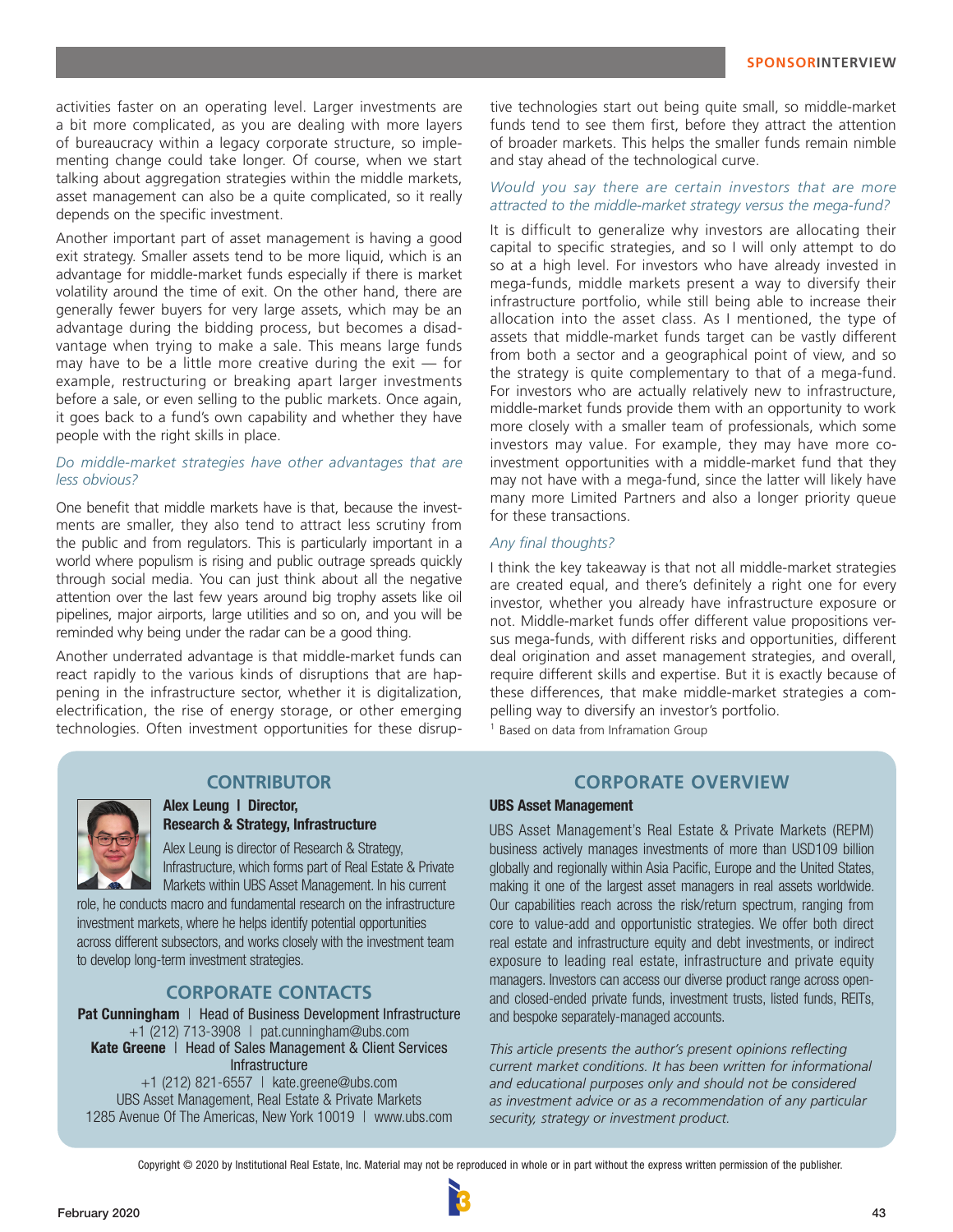activities faster on an operating level. Larger investments are a bit more complicated, as you are dealing with more layers of bureaucracy within a legacy corporate structure, so implementing change could take longer. Of course, when we start talking about aggregation strategies within the middle markets, asset management can also be a quite complicated, so it really depends on the specific investment.

Another important part of asset management is having a good exit strategy. Smaller assets tend to be more liquid, which is an advantage for middle-market funds especially if there is market volatility around the time of exit. On the other hand, there are generally fewer buyers for very large assets, which may be an advantage during the bidding process, but becomes a disadvantage when trying to make a sale. This means large funds may have to be a little more creative during the exit — for example, restructuring or breaking apart larger investments before a sale, or even selling to the public markets. Once again, it goes back to a fund's own capability and whether they have people with the right skills in place.

*Do middle-market strategies have other advantages that are less obvious?*

One benefit that middle markets have is that, because the investments are smaller, they also tend to attract less scrutiny from the public and from regulators. This is particularly important in a world where populism is rising and public outrage spreads quickly through social media. You can just think about all the negative attention over the last few years around big trophy assets like oil pipelines, major airports, large utilities and so on, and you will be reminded why being under the radar can be a good thing.

Another underrated advantage is that middle-market funds can react rapidly to the various kinds of disruptions that are happening in the infrastructure sector, whether it is digitalization, electrification, the rise of energy storage, or other emerging technologies. Often investment opportunities for these disruptive technologies start out being quite small, so middle-market funds tend to see them first, before they attract the attention of broader markets. This helps the smaller funds remain nimble and stay ahead of the technological curve.

*Would you say there are certain investors that are more attracted to the middle-market strategy versus the mega-fund?*

It is difficult to generalize why investors are allocating their capital to specific strategies, and so I will only attempt to do so at a high level. For investors who have already invested in mega-funds, middle markets present a way to diversify their infrastructure portfolio, while still being able to increase their allocation into the asset class. As I mentioned, the type of assets that middle-market funds target can be vastly different from both a sector and a geographical point of view, and so the strategy is quite complementary to that of a mega-fund. For investors who are actually relatively new to infrastructure, middle-market funds provide them with an opportunity to work more closely with a smaller team of professionals, which some investors may value. For example, they may have more co-investment opportunities with a middle-market fund that they may not have with a mega-fund, since the latter will likely have many more Limited Partners and also a longer priority queue for these transactions.

*Any final thoughts?*

I think the key takeaway is that not all middle-market strategies are created equal, and there's definitely a right one for every investor, whether you already have infrastructure exposure or not. Middle-market funds offer different value propositions versus mega-funds, with different risks and opportunities, different deal origination and asset management strategies, and overall, require different skills and expertise. But it is exactly because of these differences, that make middle-market strategies a compelling way to diversify an investor's portfolio.

[1] Based on data from Inframation Group

## CONTRIBUTOR

**Alex Leung | Director, Research & Strategy, Infrastructure**

Alex Leung is director of Research & Strategy, Infrastructure, which forms part of Real Estate & Private Markets within UBS Asset Management. In his current role, he conducts macro and fundamental research on the infrastructure investment markets, where he helps identify potential opportunities across different subsectors, and works closely with the investment team to develop long-term investment strategies.

## CORPORATE CONTACTS

**Pat Cunningham** | Head of Business Development Infrastructure
+1 (212) 713-3908 | pat.cunningham@ubs.com

**Kate Greene** | Head of Sales Management & Client Services Infrastructure
+1 (212) 821-6557 | kate.greene@ubs.com

UBS Asset Management, Real Estate & Private Markets
1285 Avenue Of The Americas, New York 10019 | www.ubs.com

## CORPORATE OVERVIEW

**UBS Asset Management**

UBS Asset Management's Real Estate & Private Markets (REPM) business actively manages investments of more than USD109 billion globally and regionally within Asia Pacific, Europe and the United States, making it one of the largest asset managers in real assets worldwide. Our capabilities reach across the risk/return spectrum, ranging from core to value-add and opportunistic strategies. We offer both direct real estate and infrastructure equity and debt investments, or indirect exposure to leading real estate, infrastructure and private equity managers. Investors can access our diverse product range across open- and closed-ended private funds, investment trusts, listed funds, REITs, and bespoke separately-managed accounts.

*This article presents the author's present opinions reflecting current market conditions. It has been written for informational and educational purposes only and should not be considered as investment advice or as a recommendation of any particular security, strategy or investment product.*

Copyright © 2020 by Institutional Real Estate, Inc. Material may not be reproduced in whole or in part without the express written permission of the publisher.